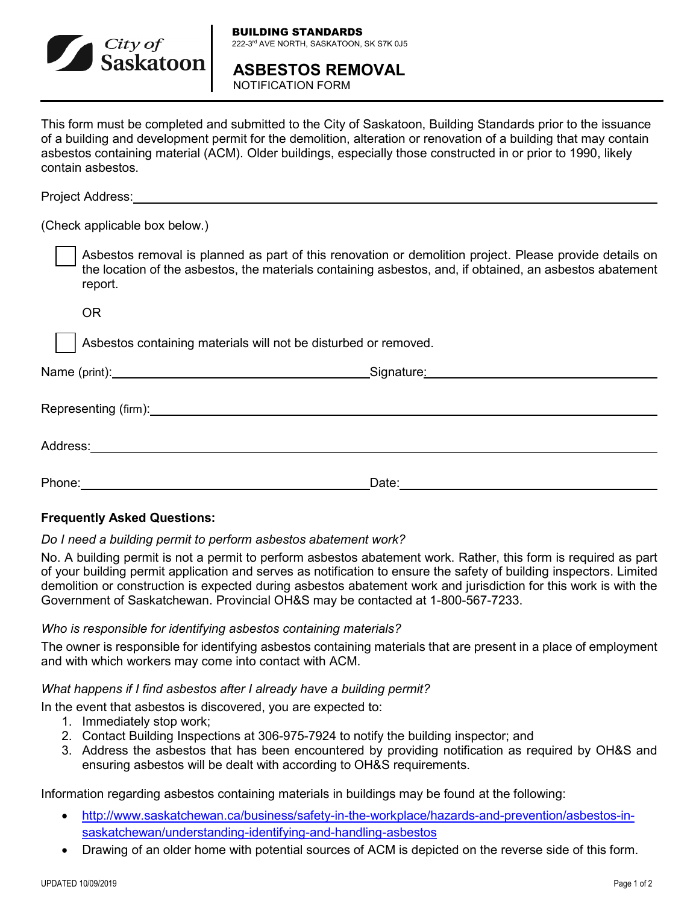City of Saskatoon

**BUILDING STANDARDS**
222-3rd AVE NORTH, SASKATOON, SK S7K 0J5

# ASBESTOS REMOVAL
NOTIFICATION FORM

This form must be completed and submitted to the City of Saskatoon, Building Standards prior to the issuance of a building and development permit for the demolition, alteration or renovation of a building that may contain asbestos containing material (ACM). Older buildings, especially those constructed in or prior to 1990, likely contain asbestos.

Project Address: ____________________________________________

(Check applicable box below.)

☐ Asbestos removal is planned as part of this renovation or demolition project. Please provide details on the location of the asbestos, the materials containing asbestos, and, if obtained, an asbestos abatement report.

OR

☐ Asbestos containing materials will not be disturbed or removed.

Name (print): ______________________ Signature: ______________________

Representing (firm): ____________________________________________

Address: ____________________________________________

Phone: ______________________ Date: ______________________

**Frequently Asked Questions:**

*Do I need a building permit to perform asbestos abatement work?*

No. A building permit is not a permit to perform asbestos abatement work. Rather, this form is required as part of your building permit application and serves as notification to ensure the safety of building inspectors. Limited demolition or construction is expected during asbestos abatement work and jurisdiction for this work is with the Government of Saskatchewan. Provincial OH&S may be contacted at 1-800-567-7233.

*Who is responsible for identifying asbestos containing materials?*

The owner is responsible for identifying asbestos containing materials that are present in a place of employment and with which workers may come into contact with ACM.

*What happens if I find asbestos after I already have a building permit?*

In the event that asbestos is discovered, you are expected to:

1. Immediately stop work;
2. Contact Building Inspections at 306-975-7924 to notify the building inspector; and
3. Address the asbestos that has been encountered by providing notification as required by OH&S and ensuring asbestos will be dealt with according to OH&S requirements.

Information regarding asbestos containing materials in buildings may be found at the following:

- http://www.saskatchewan.ca/business/safety-in-the-workplace/hazards-and-prevention/asbestos-in-saskatchewan/understanding-identifying-and-handling-asbestos
- Drawing of an older home with potential sources of ACM is depicted on the reverse side of this form.

UPDATED 10/09/2019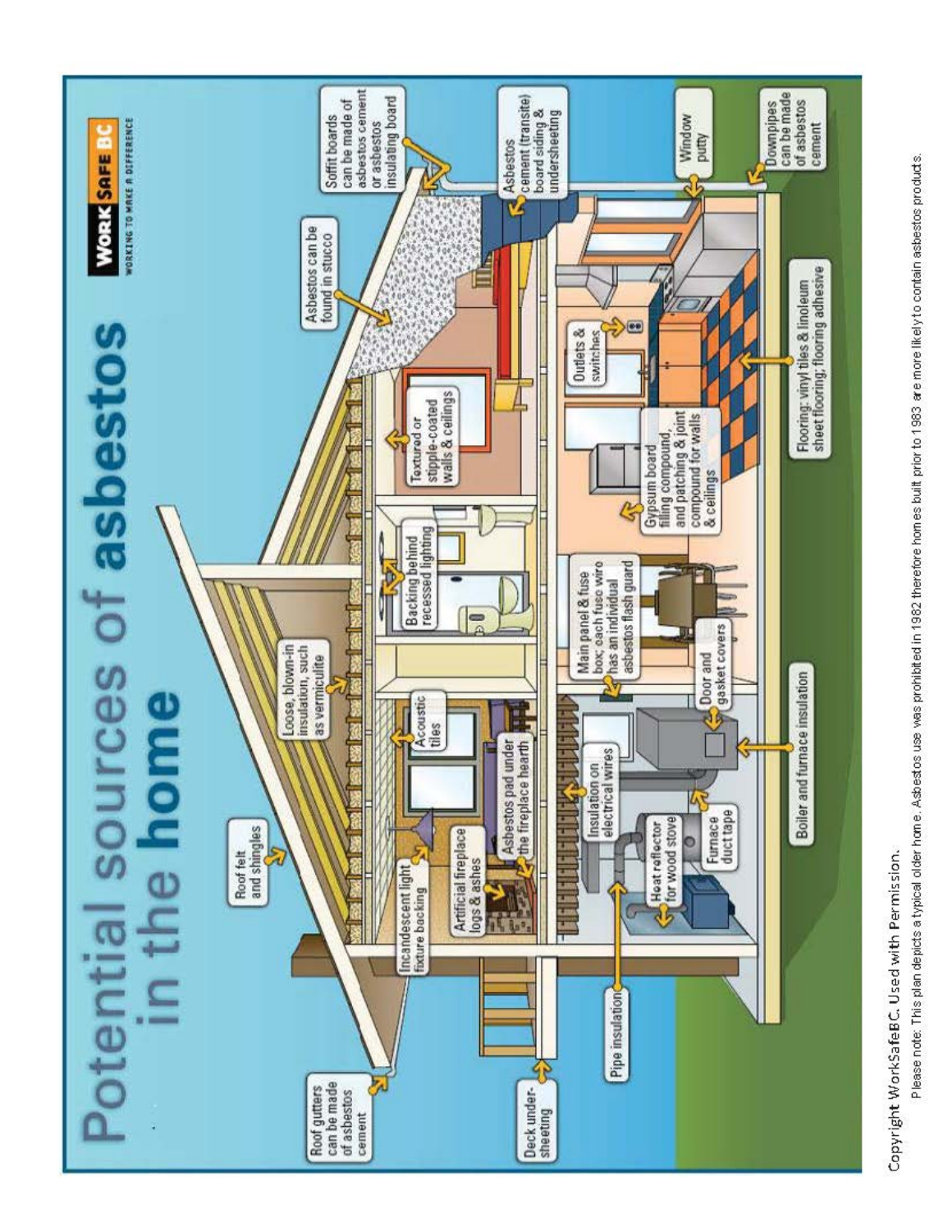# Potential sources of asbestos in the home

WORK SAFE BC
WORKING TO MAKE A DIFFERENCE

Roof gutters can be made of asbestos cement

Deck undersheeting

Pipe insulation

Roof felt and shingles

Incandescent light fixture backing

Artificial fireplace logs & ashes

Asbestos pad under the fireplace hearth

Heat reflector for wood stove

Furnace duct tape

Insulation on electrical wires

Acoustic tiles

Loose, blown-in insulation, such as vermiculite

Door and gasket covers

Boiler and furnace insulation

Main panel & fuse box; each fuse wire has an individual asbestos flash guard

Backing behind recessed lighting

Gypsum board filling compound, and patching & joint compound for walls & ceilings

Textured or stipple-coated walls & ceilings

Outlets & switches

Asbestos can be found in stucco

Flooring: vinyl tiles & linoleum sheet flooring; flooring adhesive

Soffit boards can be made of asbestos cement or asbestos insulating board

Asbestos cement (transite) board siding & undersheeting

Window putty

Downpipes can be made of asbestos cement

Copyright WorkSafeBC. Used with Permission.

Please note: This plan depicts a typical older home. Asbestos use was prohibited in 1982 therefore homes built prior to 1983 are more likely to contain asbestos products.